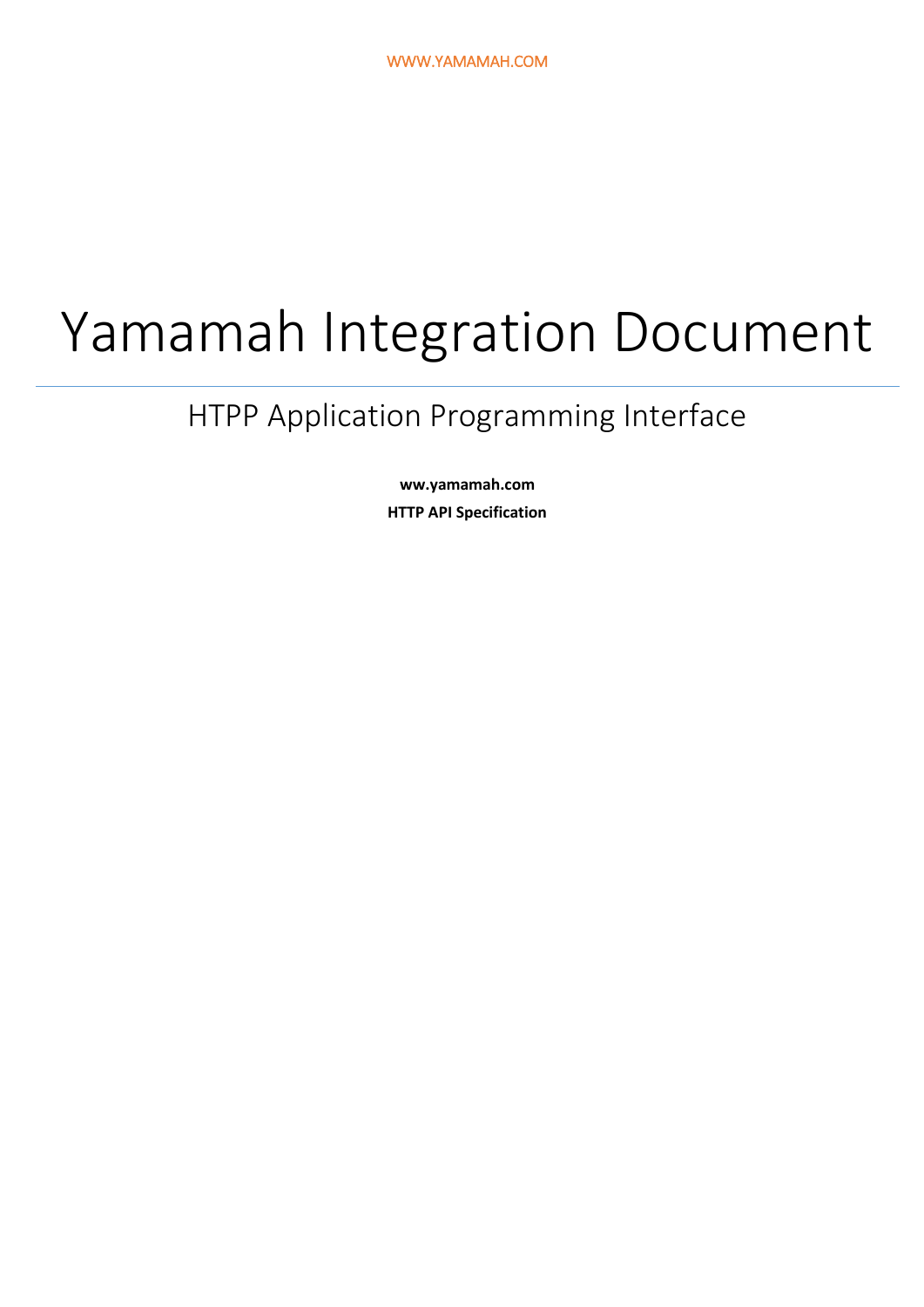WWW.YAMAMAH.COM

# Yamamah Integration Document

## HTPP Application Programming Interface

**ww.yamamah.com**

**HTTP API Specification**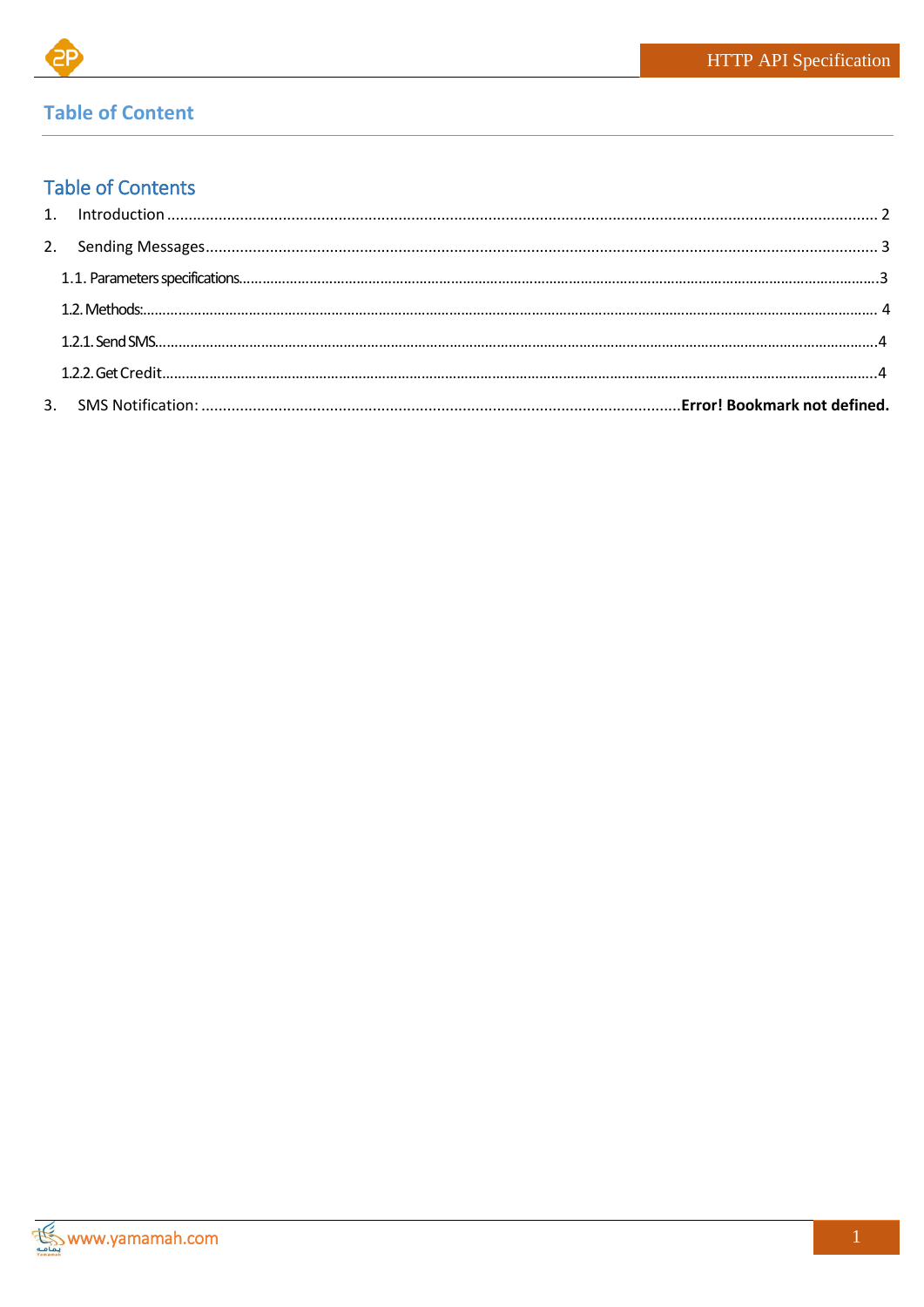## Table of Content

### Table of Contents

1. Introduction ........................................................................................................................ 2
2. Sending Messages ................................................................................................................ 3
   - 1.1. Parameters specifications ............................................................................................ 3
   - 1.2. Methods: ...................................................................................................................... 4
   - 1.2.1. Send SMS ................................................................................................................... 4
   - 1.2.2. Get Credit .................................................................................................................. 4
3. SMS Notification: ........................................................................ **Error! Bookmark not defined.**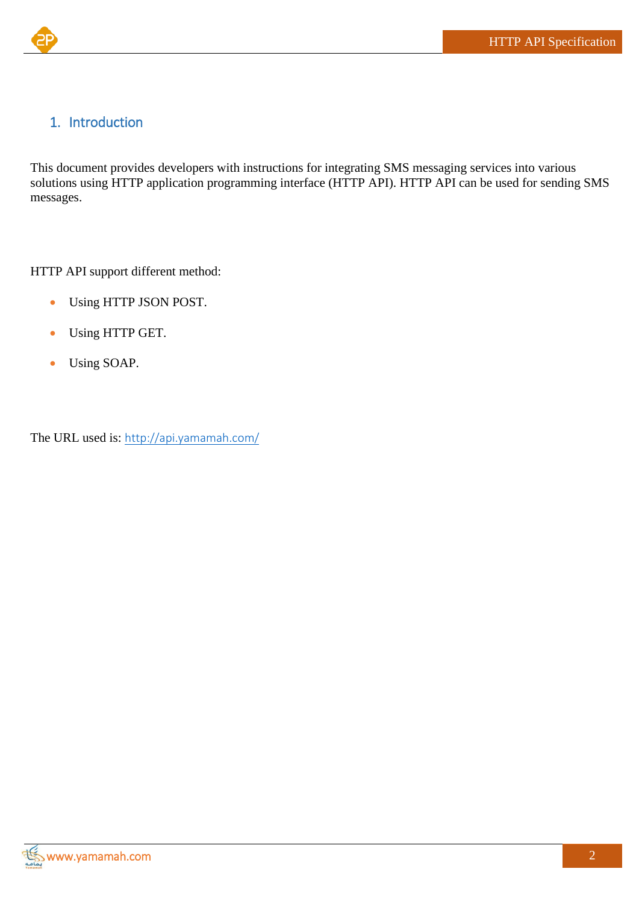## 1. Introduction

This document provides developers with instructions for integrating SMS messaging services into various solutions using HTTP application programming interface (HTTP API). HTTP API can be used for sending SMS messages.

HTTP API support different method:

- Using HTTP JSON POST.
- Using HTTP GET.
- Using SOAP.

The URL used is: http://api.yamamah.com/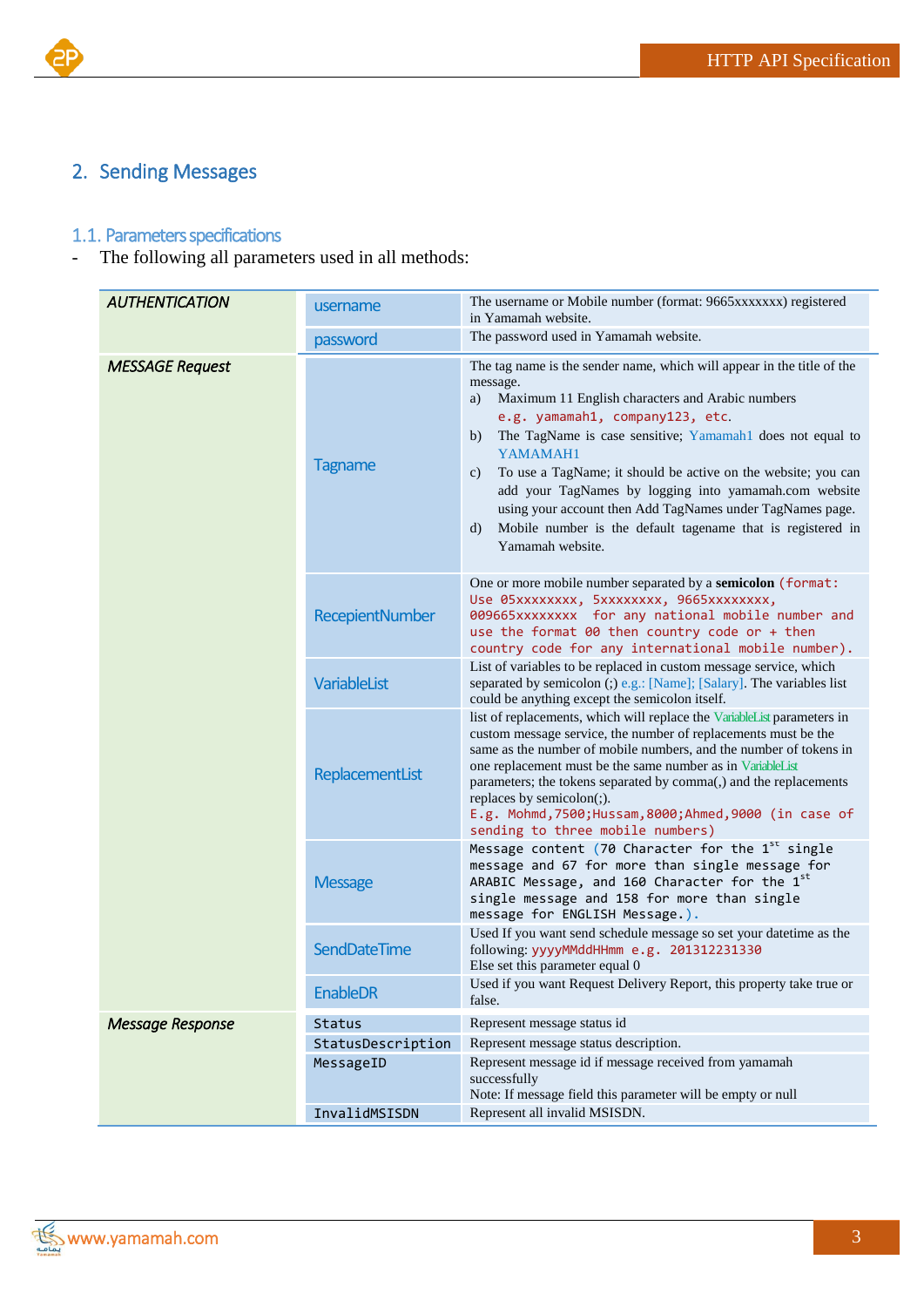## 2. Sending Messages

### 1.1. Parameters specifications

- The following all parameters used in all methods:

| | | |
|---|---|---|
| *AUTHENTICATION* | username | The username or Mobile number (format: 9665xxxxxxx) registered in Yamamah website. |
| | password | The password used in Yamamah website. |
| *MESSAGE Request* | Tagname | The tag name is the sender name, which will appear in the title of the message.<br>a) Maximum 11 English characters and Arabic numbers `e.g. yamamah1, company123, etc.`<br>b) The TagName is case sensitive; Yamamah1 does not equal to YAMAMAH1<br>c) To use a TagName; it should be active on the website; you can add your TagNames by logging into yamamah.com website using your account then Add TagNames under TagNames page.<br>d) Mobile number is the default tagename that is registered in Yamamah website. |
| | RecepientNumber | One or more mobile number separated by a **semicolon** `(format: Use 05xxxxxxxx, 5xxxxxxxx, 9665xxxxxxxx, 009665xxxxxxxx for any national mobile number and use the format 00 then country code or + then country code for any international mobile number).` |
| | VariableList | List of variables to be replaced in custom message service, which separated by semicolon (;) e.g.: [Name]; [Salary]. The variables list could be anything except the semicolon itself. |
| | ReplacementList | list of replacements, which will replace the VariableList parameters in custom message service, the number of replacements must be the same as the number of mobile numbers, and the number of tokens in one replacement must be the same number as in VariableList parameters; the tokens separated by comma(,) and the replacements replaces by semicolon(;).<br>`E.g. Mohmd,7500;Hussam,8000;Ahmed,9000 (in case of sending to three mobile numbers)` |
| | Message | `Message content (70 Character for the 1st single message and 67 for more than single message for ARABIC Message, and 160 Character for the 1st single message and 158 for more than single message for ENGLISH Message.).` |
| | SendDateTime | Used If you want send schedule message so set your datetime as the following: `yyyyMMddHHmm e.g. 201312231330`<br>Else set this parameter equal 0 |
| | EnableDR | Used if you want Request Delivery Report, this property take true or false. |
| *Message Response* | `Status` | Represent message status id |
| | `StatusDescription` | Represent message status description. |
| | `MessageID` | Represent message id if message received from yamamah successfully<br>Note: If message field this parameter will be empty or null |
| | `InvalidMSISDN` | Represent all invalid MSISDN. |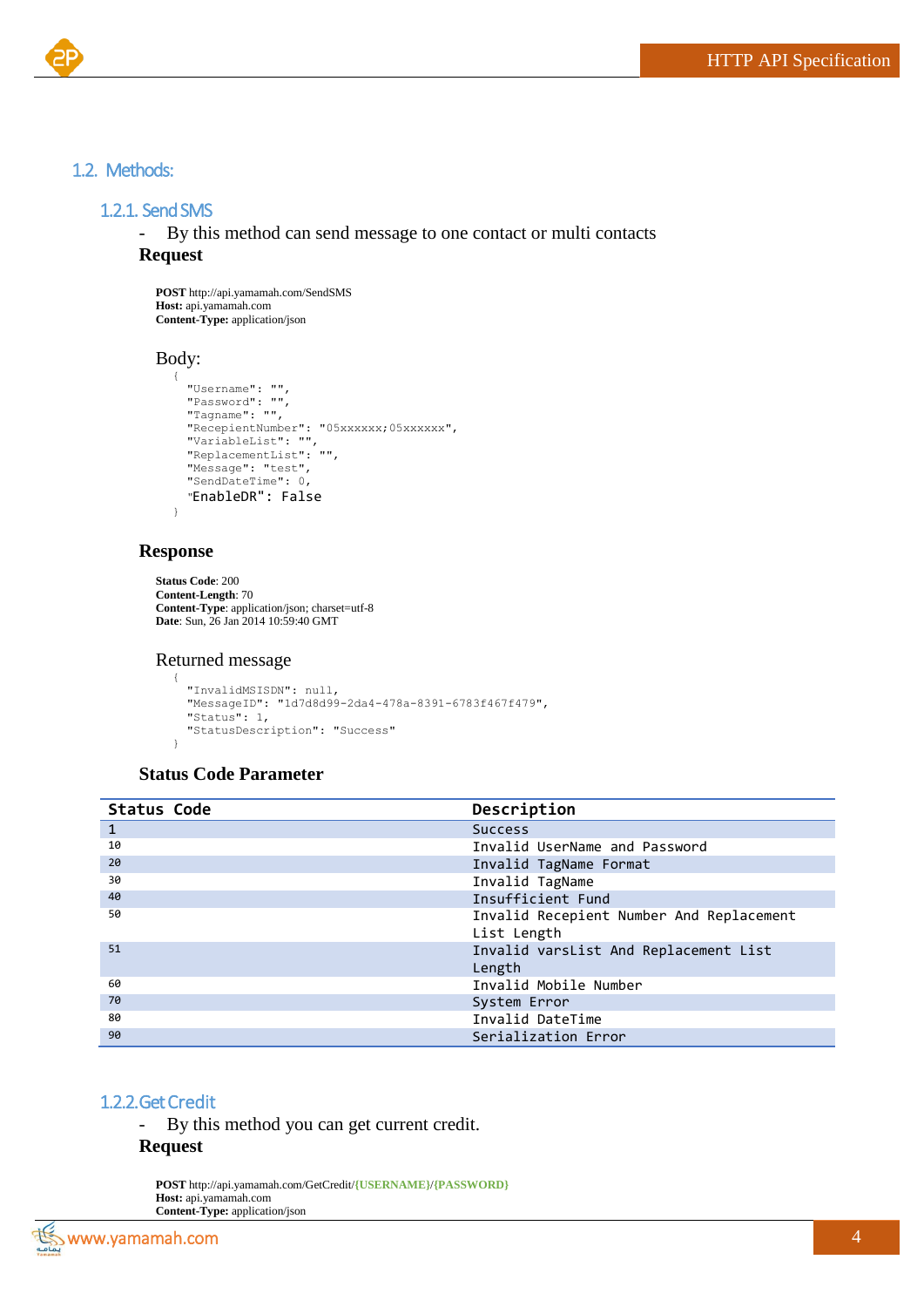## 1.2. Methods:

### 1.2.1. Send SMS

- By this method can send message to one contact or multi contacts

**Request**

**POST** http://api.yamamah.com/SendSMS
**Host:** api.yamamah.com
**Content-Type:** application/json

Body:

```
{
  "Username": "",
  "Password": "",
  "Tagname": "",
  "RecepientNumber": "05xxxxxx;05xxxxxx",
  "VariableList": "",
  "ReplacementList": "",
  "Message": "test",
  "SendDateTime": 0,
  "EnableDR": False
}
```

**Response**

**Status Code**: 200
**Content-Length**: 70
**Content-Type**: application/json; charset=utf-8
**Date**: Sun, 26 Jan 2014 10:59:40 GMT

Returned message

```
{
  "InvalidMSISDN": null,
  "MessageID": "1d7d8d99-2da4-478a-8391-6783f467f479",
  "Status": 1,
  "StatusDescription": "Success"
}
```

**Status Code Parameter**

| Status Code | Description |
|---|---|
| 1 | Success |
| 10 | Invalid UserName and Password |
| 20 | Invalid TagName Format |
| 30 | Invalid TagName |
| 40 | Insufficient Fund |
| 50 | Invalid Recepient Number And Replacement List Length |
| 51 | Invalid varsList And Replacement List Length |
| 60 | Invalid Mobile Number |
| 70 | System Error |
| 80 | Invalid DateTime |
| 90 | Serialization Error |

### 1.2.2. Get Credit

- By this method you can get current credit.

**Request**

**POST** http://api.yamamah.com/GetCredit/**{USERNAME}/{PASSWORD}**
**Host:** api.yamamah.com
**Content-Type:** application/json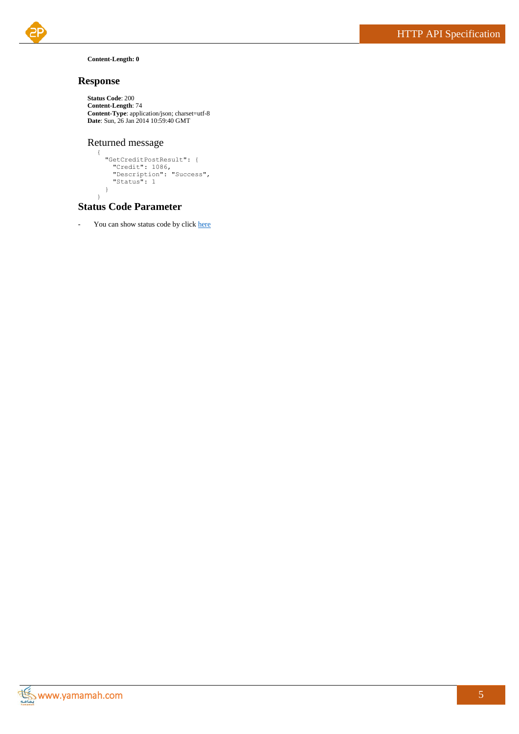**Content-Length: 0**

## Response

**Status Code**: 200
**Content-Length**: 74
**Content-Type**: application/json; charset=utf-8
**Date**: Sun, 26 Jan 2014 10:59:40 GMT

### Returned message

```
{
  "GetCreditPostResult": {
    "Credit": 1086,
    "Description": "Success",
    "Status": 1
  }
}
```

## Status Code Parameter

- You can show status code by click [here]()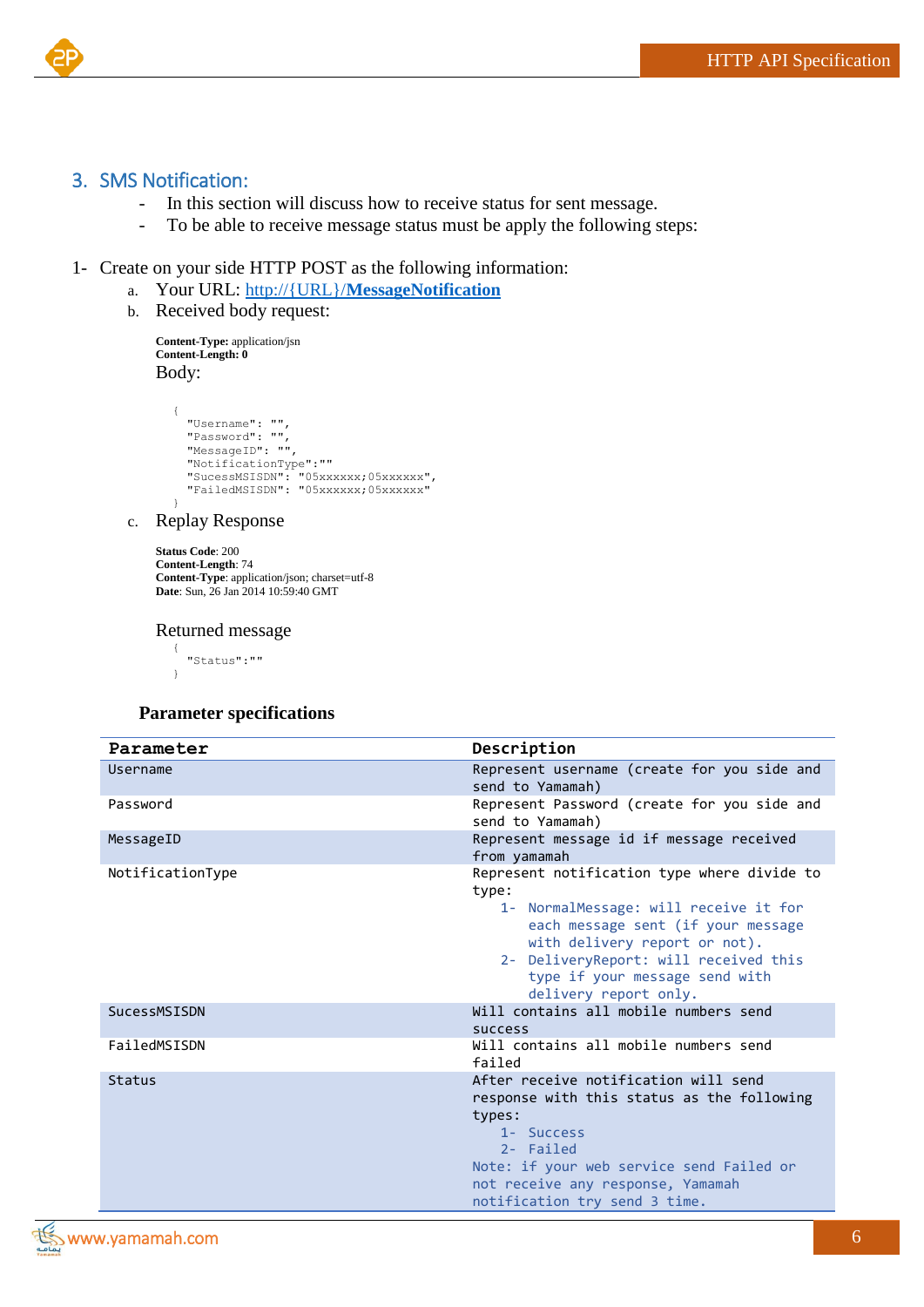## 3. SMS Notification:

- In this section will discuss how to receive status for sent message.
- To be able to receive message status must be apply the following steps:

1- Create on your side HTTP POST as the following information:

a. Your URL: http://{URL}/**MessageNotification**

b. Received body request:

**Content-Type:** application/jsn
**Content-Length: 0**

Body:

```
{
  "Username": "",
  "Password": "",
  "MessageID": "",
  "NotificationType":""
  "SucessMSISDN": "05xxxxxx;05xxxxxx",
  "FailedMSISDN": "05xxxxxx;05xxxxxx"
}
```

c. Replay Response

**Status Code**: 200
**Content-Length**: 74
**Content-Type**: application/json; charset=utf-8
**Date**: Sun, 26 Jan 2014 10:59:40 GMT

Returned message

```
{
  "Status":""
}
```

**Parameter specifications**

| Parameter | Description |
|---|---|
| Username | Represent username (create for you side and send to Yamamah) |
| Password | Represent Password (create for you side and send to Yamamah) |
| MessageID | Represent message id if message received from yamamah |
| NotificationType | Represent notification type where divide to type:<br>1- NormalMessage: will receive it for each message sent (if your message with delivery report or not).<br>2- DeliveryReport: will received this type if your message send with delivery report only. |
| SucessMSISDN | Will contains all mobile numbers send success |
| FailedMSISDN | Will contains all mobile numbers send failed |
| Status | After receive notification will send response with this status as the following types:<br>1- Success<br>2- Failed<br>Note: if your web service send Failed or not receive any response, Yamamah notification try send 3 time. |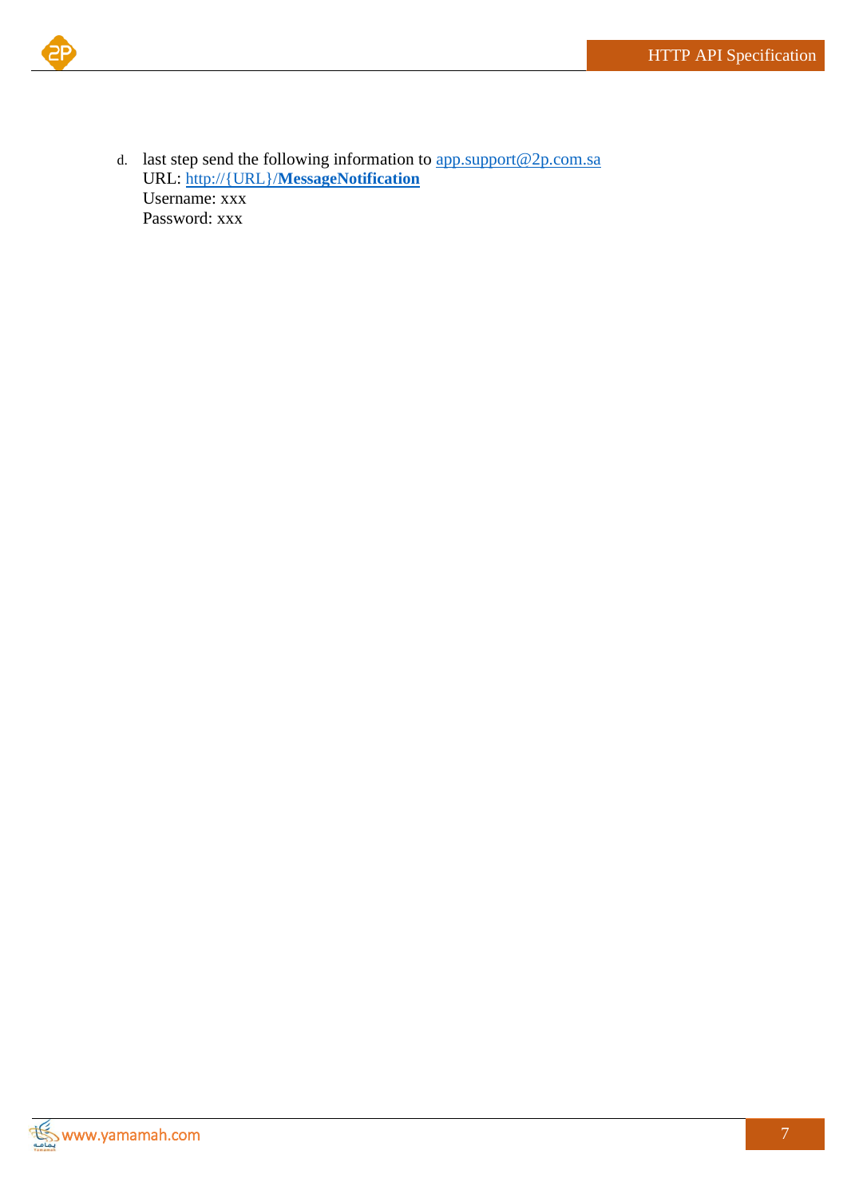d. last step send the following information to [app.support@2p.com.sa](mailto:app.support@2p.com.sa)
   URL: [http://{URL}/**MessageNotification**](http://{URL}/MessageNotification)
   Username: xxx
   Password: xxx